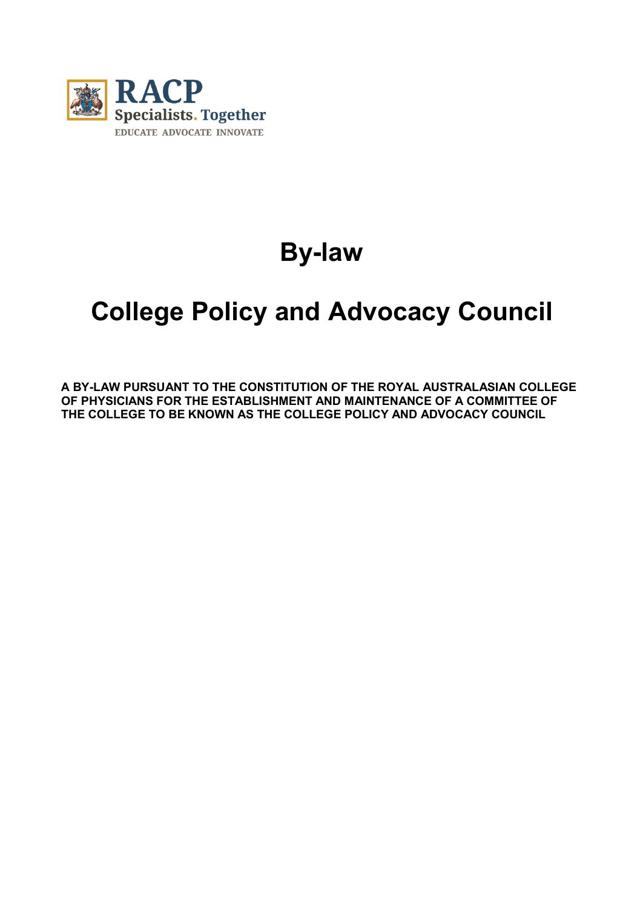RACP
Specialists. Together
EDUCATE ADVOCATE INNOVATE

# By-law

# College Policy and Advocacy Council

**A BY-LAW PURSUANT TO THE CONSTITUTION OF THE ROYAL AUSTRALASIAN COLLEGE OF PHYSICIANS FOR THE ESTABLISHMENT AND MAINTENANCE OF A COMMITTEE OF THE COLLEGE TO BE KNOWN AS THE COLLEGE POLICY AND ADVOCACY COUNCIL**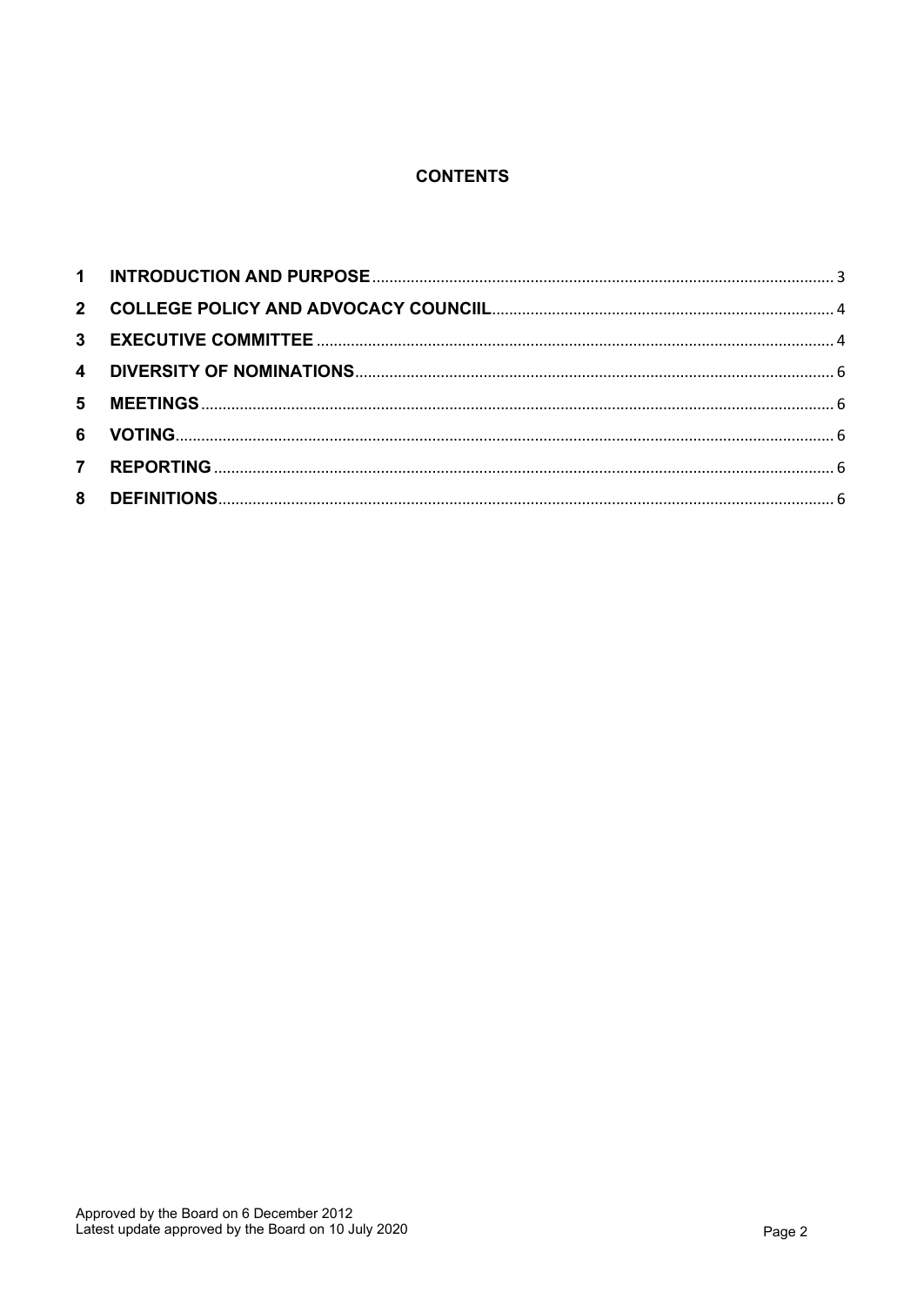# CONTENTS

| | | |
|---|---|---|
| 1 | INTRODUCTION AND PURPOSE | 3 |
| 2 | COLLEGE POLICY AND ADVOCACY COUNCIIL | 4 |
| 3 | EXECUTIVE COMMITTEE | 4 |
| 4 | DIVERSITY OF NOMINATIONS | 6 |
| 5 | MEETINGS | 6 |
| 6 | VOTING | 6 |
| 7 | REPORTING | 6 |
| 8 | DEFINITIONS | 6 |

Approved by the Board on 6 December 2012
Latest update approved by the Board on 10 July 2020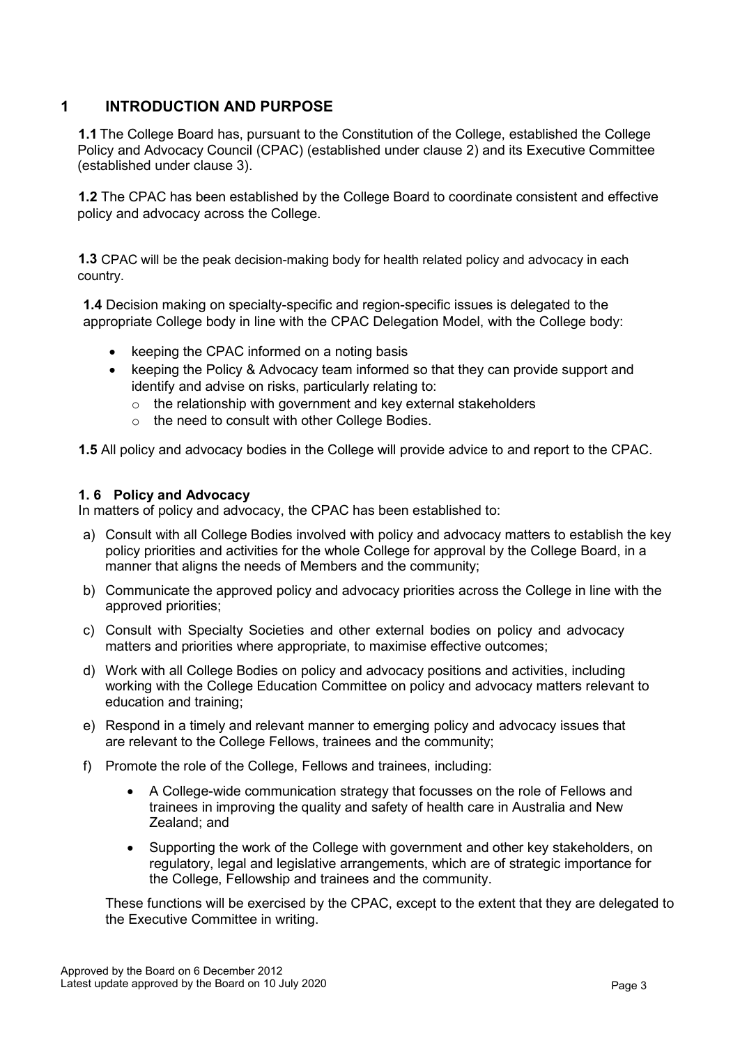# 1 INTRODUCTION AND PURPOSE

**1.1** The College Board has, pursuant to the Constitution of the College, established the College Policy and Advocacy Council (CPAC) (established under clause 2) and its Executive Committee (established under clause 3).

**1.2** The CPAC has been established by the College Board to coordinate consistent and effective policy and advocacy across the College.

**1.3** CPAC will be the peak decision-making body for health related policy and advocacy in each country.

**1.4** Decision making on specialty-specific and region-specific issues is delegated to the appropriate College body in line with the CPAC Delegation Model, with the College body:

- keeping the CPAC informed on a noting basis
- keeping the Policy & Advocacy team informed so that they can provide support and identify and advise on risks, particularly relating to:
  - the relationship with government and key external stakeholders
  - the need to consult with other College Bodies.

**1.5** All policy and advocacy bodies in the College will provide advice to and report to the CPAC.

### 1. 6 Policy and Advocacy

In matters of policy and advocacy, the CPAC has been established to:

a) Consult with all College Bodies involved with policy and advocacy matters to establish the key policy priorities and activities for the whole College for approval by the College Board, in a manner that aligns the needs of Members and the community;

b) Communicate the approved policy and advocacy priorities across the College in line with the approved priorities;

c) Consult with Specialty Societies and other external bodies on policy and advocacy matters and priorities where appropriate, to maximise effective outcomes;

d) Work with all College Bodies on policy and advocacy positions and activities, including working with the College Education Committee on policy and advocacy matters relevant to education and training;

e) Respond in a timely and relevant manner to emerging policy and advocacy issues that are relevant to the College Fellows, trainees and the community;

f) Promote the role of the College, Fellows and trainees, including:

- A College-wide communication strategy that focusses on the role of Fellows and trainees in improving the quality and safety of health care in Australia and New Zealand; and
- Supporting the work of the College with government and other key stakeholders, on regulatory, legal and legislative arrangements, which are of strategic importance for the College, Fellowship and trainees and the community.

These functions will be exercised by the CPAC, except to the extent that they are delegated to the Executive Committee in writing.

Approved by the Board on 6 December 2012
Latest update approved by the Board on 10 July 2020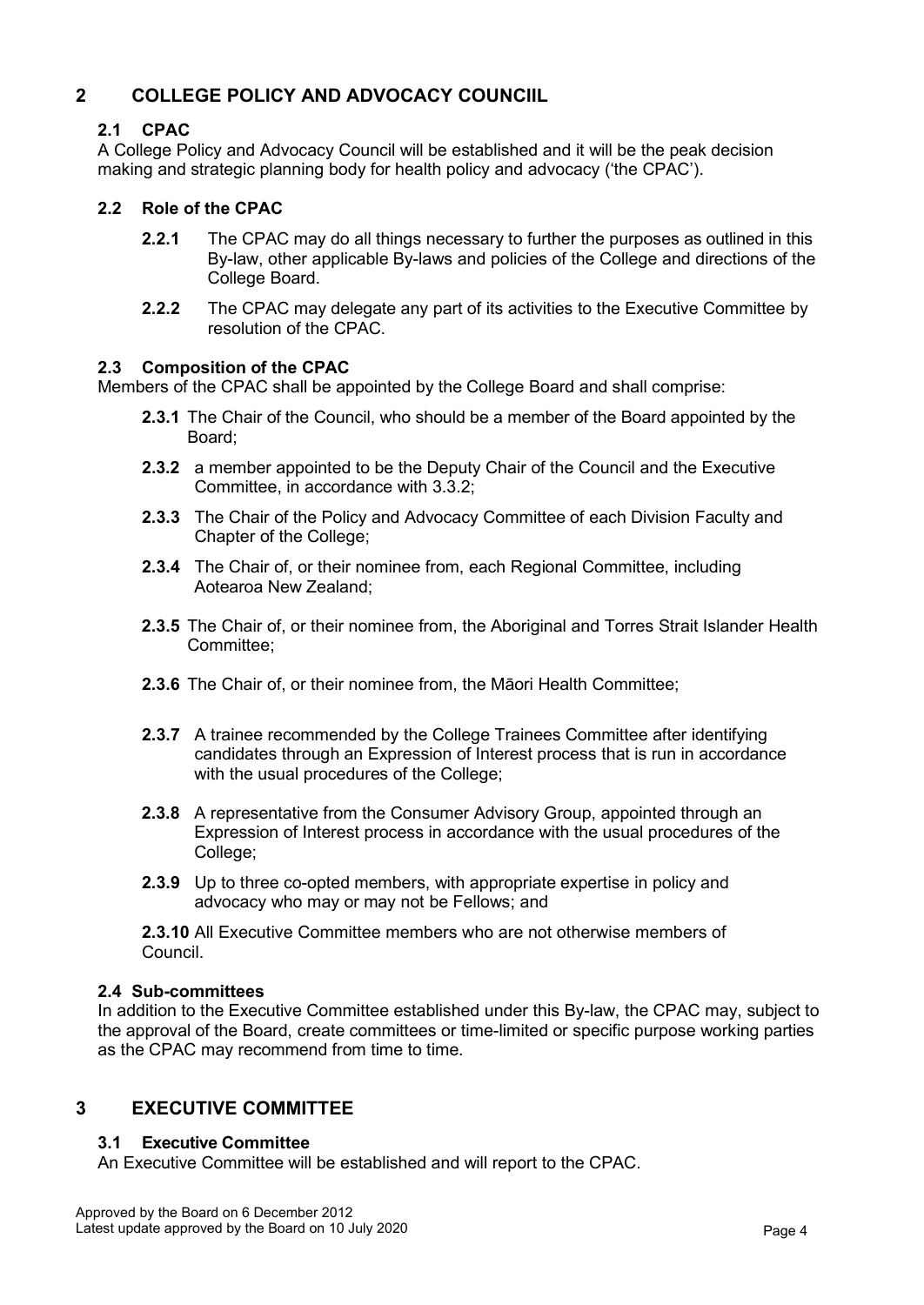## 2 COLLEGE POLICY AND ADVOCACY COUNCIIL

### 2.1 CPAC

A College Policy and Advocacy Council will be established and it will be the peak decision making and strategic planning body for health policy and advocacy ('the CPAC').

### 2.2 Role of the CPAC

**2.2.1** The CPAC may do all things necessary to further the purposes as outlined in this By-law, other applicable By-laws and policies of the College and directions of the College Board.

**2.2.2** The CPAC may delegate any part of its activities to the Executive Committee by resolution of the CPAC.

### 2.3 Composition of the CPAC

Members of the CPAC shall be appointed by the College Board and shall comprise:

**2.3.1** The Chair of the Council, who should be a member of the Board appointed by the Board;

**2.3.2** a member appointed to be the Deputy Chair of the Council and the Executive Committee, in accordance with 3.3.2;

**2.3.3** The Chair of the Policy and Advocacy Committee of each Division Faculty and Chapter of the College;

**2.3.4** The Chair of, or their nominee from, each Regional Committee, including Aotearoa New Zealand;

**2.3.5** The Chair of, or their nominee from, the Aboriginal and Torres Strait Islander Health Committee;

**2.3.6** The Chair of, or their nominee from, the Māori Health Committee;

**2.3.7** A trainee recommended by the College Trainees Committee after identifying candidates through an Expression of Interest process that is run in accordance with the usual procedures of the College;

**2.3.8** A representative from the Consumer Advisory Group, appointed through an Expression of Interest process in accordance with the usual procedures of the College;

**2.3.9** Up to three co-opted members, with appropriate expertise in policy and advocacy who may or may not be Fellows; and

**2.3.10** All Executive Committee members who are not otherwise members of Council.

### 2.4 Sub-committees

In addition to the Executive Committee established under this By-law, the CPAC may, subject to the approval of the Board, create committees or time-limited or specific purpose working parties as the CPAC may recommend from time to time.

## 3 EXECUTIVE COMMITTEE

### 3.1 Executive Committee

An Executive Committee will be established and will report to the CPAC.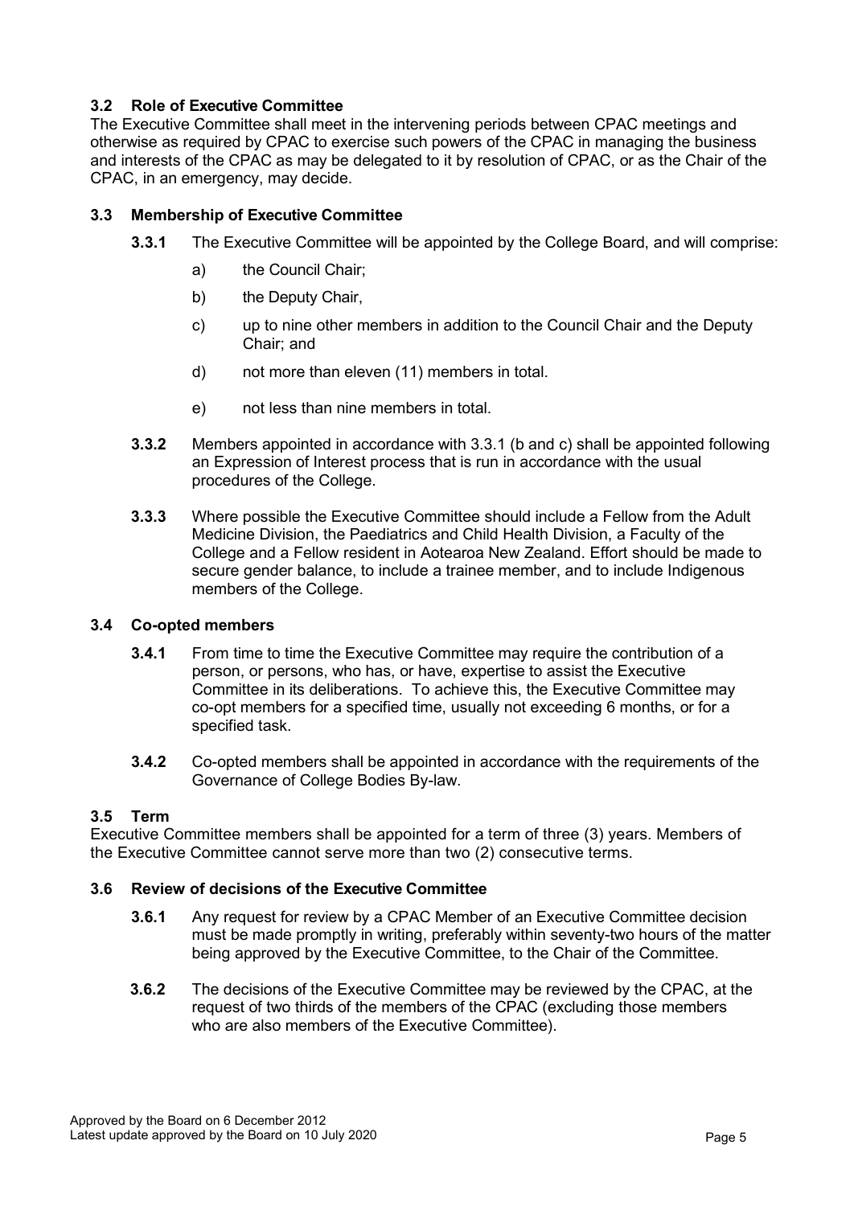### 3.2 Role of Executive Committee

The Executive Committee shall meet in the intervening periods between CPAC meetings and otherwise as required by CPAC to exercise such powers of the CPAC in managing the business and interests of the CPAC as may be delegated to it by resolution of CPAC, or as the Chair of the CPAC, in an emergency, may decide.

### 3.3 Membership of Executive Committee

**3.3.1** The Executive Committee will be appointed by the College Board, and will comprise:

a) the Council Chair;

b) the Deputy Chair,

c) up to nine other members in addition to the Council Chair and the Deputy Chair; and

d) not more than eleven (11) members in total.

e) not less than nine members in total.

**3.3.2** Members appointed in accordance with 3.3.1 (b and c) shall be appointed following an Expression of Interest process that is run in accordance with the usual procedures of the College.

**3.3.3** Where possible the Executive Committee should include a Fellow from the Adult Medicine Division, the Paediatrics and Child Health Division, a Faculty of the College and a Fellow resident in Aotearoa New Zealand. Effort should be made to secure gender balance, to include a trainee member, and to include Indigenous members of the College.

### 3.4 Co-opted members

**3.4.1** From time to time the Executive Committee may require the contribution of a person, or persons, who has, or have, expertise to assist the Executive Committee in its deliberations. To achieve this, the Executive Committee may co-opt members for a specified time, usually not exceeding 6 months, or for a specified task.

**3.4.2** Co-opted members shall be appointed in accordance with the requirements of the Governance of College Bodies By-law.

### 3.5 Term

Executive Committee members shall be appointed for a term of three (3) years. Members of the Executive Committee cannot serve more than two (2) consecutive terms.

### 3.6 Review of decisions of the Executive Committee

**3.6.1** Any request for review by a CPAC Member of an Executive Committee decision must be made promptly in writing, preferably within seventy-two hours of the matter being approved by the Executive Committee, to the Chair of the Committee.

**3.6.2** The decisions of the Executive Committee may be reviewed by the CPAC, at the request of two thirds of the members of the CPAC (excluding those members who are also members of the Executive Committee).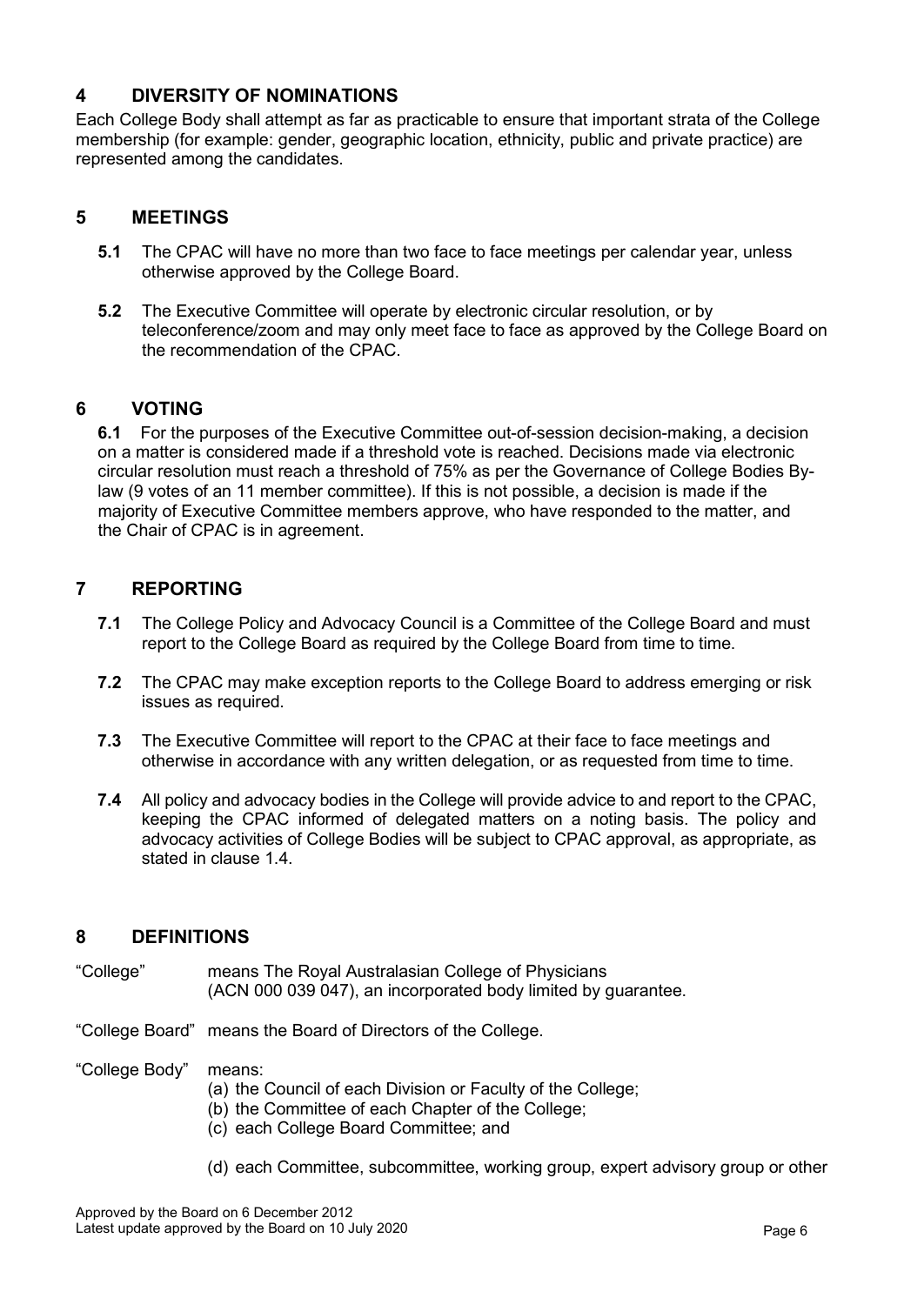## 4 DIVERSITY OF NOMINATIONS

Each College Body shall attempt as far as practicable to ensure that important strata of the College membership (for example: gender, geographic location, ethnicity, public and private practice) are represented among the candidates.

## 5 MEETINGS

**5.1** The CPAC will have no more than two face to face meetings per calendar year, unless otherwise approved by the College Board.

**5.2** The Executive Committee will operate by electronic circular resolution, or by teleconference/zoom and may only meet face to face as approved by the College Board on the recommendation of the CPAC.

## 6 VOTING

**6.1** For the purposes of the Executive Committee out-of-session decision-making, a decision on a matter is considered made if a threshold vote is reached. Decisions made via electronic circular resolution must reach a threshold of 75% as per the Governance of College Bodies By-law (9 votes of an 11 member committee). If this is not possible, a decision is made if the majority of Executive Committee members approve, who have responded to the matter, and the Chair of CPAC is in agreement.

## 7 REPORTING

**7.1** The College Policy and Advocacy Council is a Committee of the College Board and must report to the College Board as required by the College Board from time to time.

**7.2** The CPAC may make exception reports to the College Board to address emerging or risk issues as required.

**7.3** The Executive Committee will report to the CPAC at their face to face meetings and otherwise in accordance with any written delegation, or as requested from time to time.

**7.4** All policy and advocacy bodies in the College will provide advice to and report to the CPAC, keeping the CPAC informed of delegated matters on a noting basis. The policy and advocacy activities of College Bodies will be subject to CPAC approval, as appropriate, as stated in clause 1.4.

## 8 DEFINITIONS

"College" means The Royal Australasian College of Physicians (ACN 000 039 047), an incorporated body limited by guarantee.

"College Board" means the Board of Directors of the College.

"College Body" means:

(a) the Council of each Division or Faculty of the College;
(b) the Committee of each Chapter of the College;
(c) each College Board Committee; and
(d) each Committee, subcommittee, working group, expert advisory group or other

Approved by the Board on 6 December 2012
Latest update approved by the Board on 10 July 2020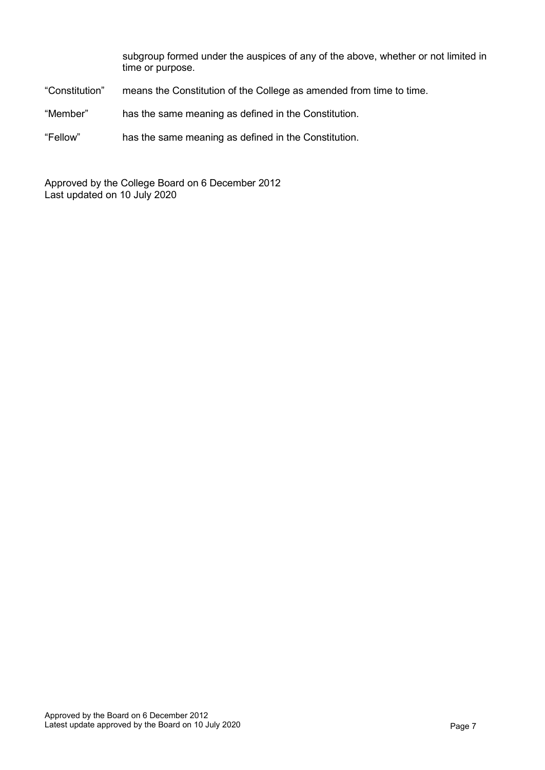subgroup formed under the auspices of any of the above, whether or not limited in time or purpose.

| | |
|---|---|
| “Constitution” | means the Constitution of the College as amended from time to time. |
| “Member” | has the same meaning as defined in the Constitution. |
| “Fellow” | has the same meaning as defined in the Constitution. |

Approved by the College Board on 6 December 2012
Last updated on 10 July 2020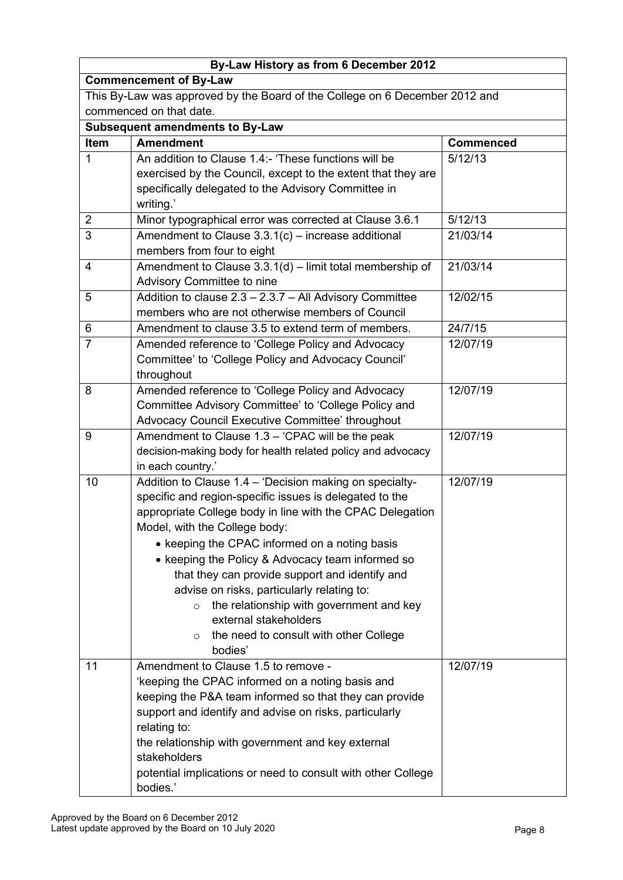## By-Law History as from 6 December 2012

**Commencement of By-Law**

This By-Law was approved by the Board of the College on 6 December 2012 and commenced on that date.

**Subsequent amendments to By-Law**

| Item | Amendment | Commenced |
|---|---|---|
| 1 | An addition to Clause 1.4:- 'These functions will be exercised by the Council, except to the extent that they are specifically delegated to the Advisory Committee in writing.' | 5/12/13 |
| 2 | Minor typographical error was corrected at Clause 3.6.1 | 5/12/13 |
| 3 | Amendment to Clause 3.3.1(c) – increase additional members from four to eight | 21/03/14 |
| 4 | Amendment to Clause 3.3.1(d) – limit total membership of Advisory Committee to nine | 21/03/14 |
| 5 | Addition to clause 2.3 – 2.3.7 – All Advisory Committee members who are not otherwise members of Council | 12/02/15 |
| 6 | Amendment to clause 3.5 to extend term of members. | 24/7/15 |
| 7 | Amended reference to 'College Policy and Advocacy Committee' to 'College Policy and Advocacy Council' throughout | 12/07/19 |
| 8 | Amended reference to 'College Policy and Advocacy Committee Advisory Committee' to 'College Policy and Advocacy Council Executive Committee' throughout | 12/07/19 |
| 9 | Amendment to Clause 1.3 – 'CPAC will be the peak decision-making body for health related policy and advocacy in each country.' | 12/07/19 |
| 10 | Addition to Clause 1.4 – 'Decision making on specialty-specific and region-specific issues is delegated to the appropriate College body in line with the CPAC Delegation Model, with the College body: <br>• keeping the CPAC informed on a noting basis <br>• keeping the Policy & Advocacy team informed so that they can provide support and identify and advise on risks, particularly relating to: <br>○ the relationship with government and key external stakeholders <br>○ the need to consult with other College bodies' | 12/07/19 |
| 11 | Amendment to Clause 1.5 to remove - 'keeping the CPAC informed on a noting basis and keeping the P&A team informed so that they can provide support and identify and advise on risks, particularly relating to: the relationship with government and key external stakeholders potential implications or need to consult with other College bodies.' | 12/07/19 |

Approved by the Board on 6 December 2012
Latest update approved by the Board on 10 July 2020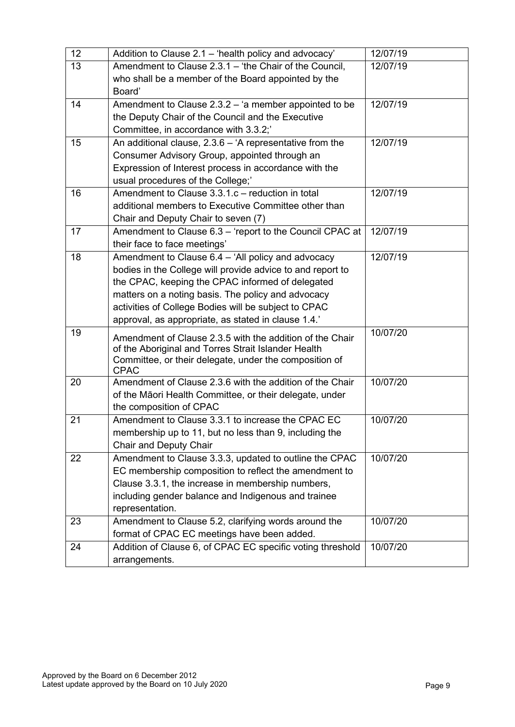| | | |
|---|---|---|
| 12 | Addition to Clause 2.1 – 'health policy and advocacy' | 12/07/19 |
| 13 | Amendment to Clause 2.3.1 – 'the Chair of the Council, who shall be a member of the Board appointed by the Board' | 12/07/19 |
| 14 | Amendment to Clause 2.3.2 – 'a member appointed to be the Deputy Chair of the Council and the Executive Committee, in accordance with 3.3.2;' | 12/07/19 |
| 15 | An additional clause, 2.3.6 – 'A representative from the Consumer Advisory Group, appointed through an Expression of Interest process in accordance with the usual procedures of the College;' | 12/07/19 |
| 16 | Amendment to Clause 3.3.1.c – reduction in total additional members to Executive Committee other than Chair and Deputy Chair to seven (7) | 12/07/19 |
| 17 | Amendment to Clause 6.3 – 'report to the Council CPAC at their face to face meetings' | 12/07/19 |
| 18 | Amendment to Clause 6.4 – 'All policy and advocacy bodies in the College will provide advice to and report to the CPAC, keeping the CPAC informed of delegated matters on a noting basis. The policy and advocacy activities of College Bodies will be subject to CPAC approval, as appropriate, as stated in clause 1.4.' | 12/07/19 |
| 19 | Amendment of Clause 2.3.5 with the addition of the Chair of the Aboriginal and Torres Strait Islander Health Committee, or their delegate, under the composition of CPAC | 10/07/20 |
| 20 | Amendment of Clause 2.3.6 with the addition of the Chair of the Māori Health Committee, or their delegate, under the composition of CPAC | 10/07/20 |
| 21 | Amendment to Clause 3.3.1 to increase the CPAC EC membership up to 11, but no less than 9, including the Chair and Deputy Chair | 10/07/20 |
| 22 | Amendment to Clause 3.3.3, updated to outline the CPAC EC membership composition to reflect the amendment to Clause 3.3.1, the increase in membership numbers, including gender balance and Indigenous and trainee representation. | 10/07/20 |
| 23 | Amendment to Clause 5.2, clarifying words around the format of CPAC EC meetings have been added. | 10/07/20 |
| 24 | Addition of Clause 6, of CPAC EC specific voting threshold arrangements. | 10/07/20 |

Approved by the Board on 6 December 2012
Latest update approved by the Board on 10 July 2020